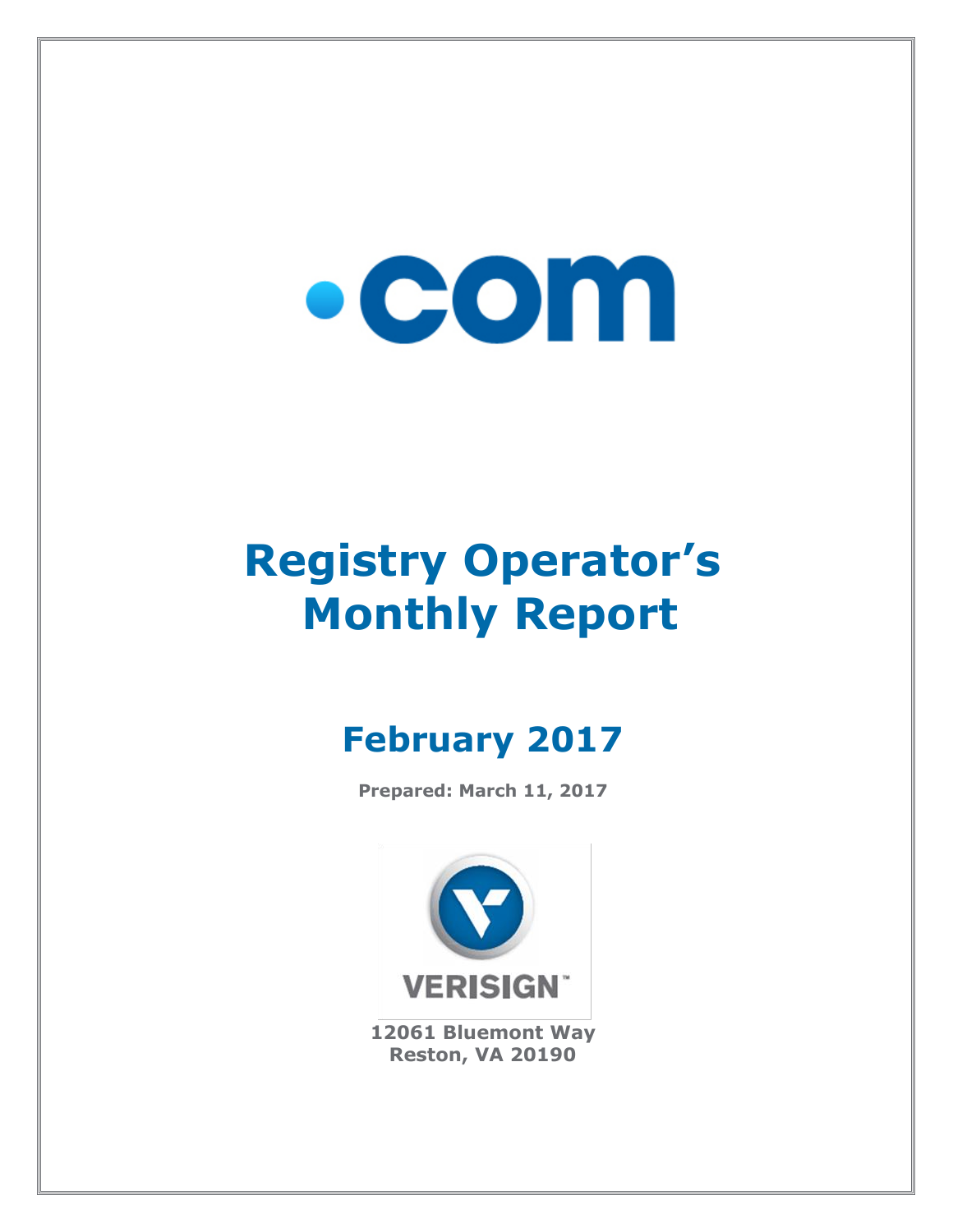.com

# Registry Operator's Monthly Report

## February 2017

**Prepared: March 11, 2017**

VERISIGN

**12061 Bluemont Way**
**Reston, VA 20190**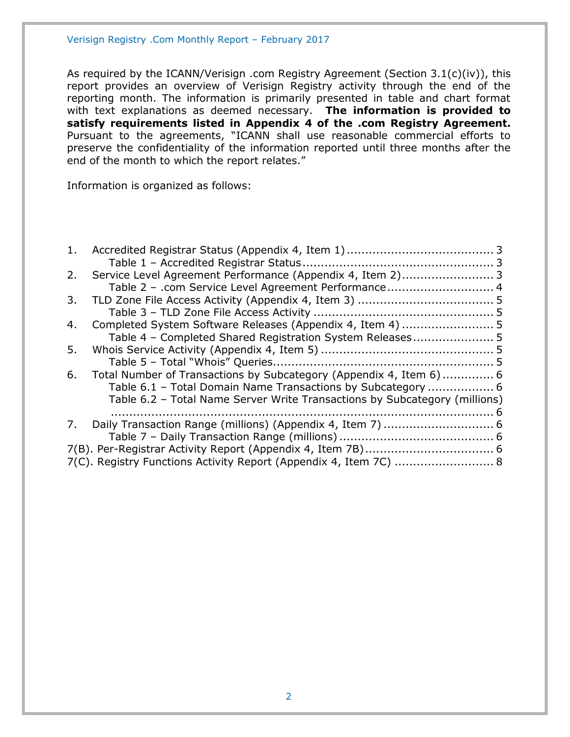As required by the ICANN/Verisign .com Registry Agreement (Section 3.1(c)(iv)), this report provides an overview of Verisign Registry activity through the end of the reporting month. The information is primarily presented in table and chart format with text explanations as deemed necessary. **The information is provided to satisfy requirements listed in Appendix 4 of the .com Registry Agreement.** Pursuant to the agreements, "ICANN shall use reasonable commercial efforts to preserve the confidentiality of the information reported until three months after the end of the month to which the report relates."

Information is organized as follows:

1. Accredited Registrar Status (Appendix 4, Item 1) ........................................ 3
   - Table 1 – Accredited Registrar Status .................................................... 3
2. Service Level Agreement Performance (Appendix 4, Item 2) ......................... 3
   - Table 2 – .com Service Level Agreement Performance ............................. 4
3. TLD Zone File Access Activity (Appendix 4, Item 3) ..................................... 5
   - Table 3 – TLD Zone File Access Activity .................................................. 5
4. Completed System Software Releases (Appendix 4, Item 4) ......................... 5
   - Table 4 – Completed Shared Registration System Releases ...................... 5
5. Whois Service Activity (Appendix 4, Item 5) ............................................... 5
   - Table 5 – Total "Whois" Queries ............................................................ 5
6. Total Number of Transactions by Subcategory (Appendix 4, Item 6) .............. 6
   - Table 6.1 – Total Domain Name Transactions by Subcategory .................. 6
   - Table 6.2 – Total Name Server Write Transactions by Subcategory (millions) ......................................................................................... 6
7. Daily Transaction Range (millions) (Appendix 4, Item 7) .............................. 6
   - Table 7 – Daily Transaction Range (millions) .......................................... 6

7(B). Per-Registrar Activity Report (Appendix 4, Item 7B) .................................. 6

7(C). Registry Functions Activity Report (Appendix 4, Item 7C) ........................... 8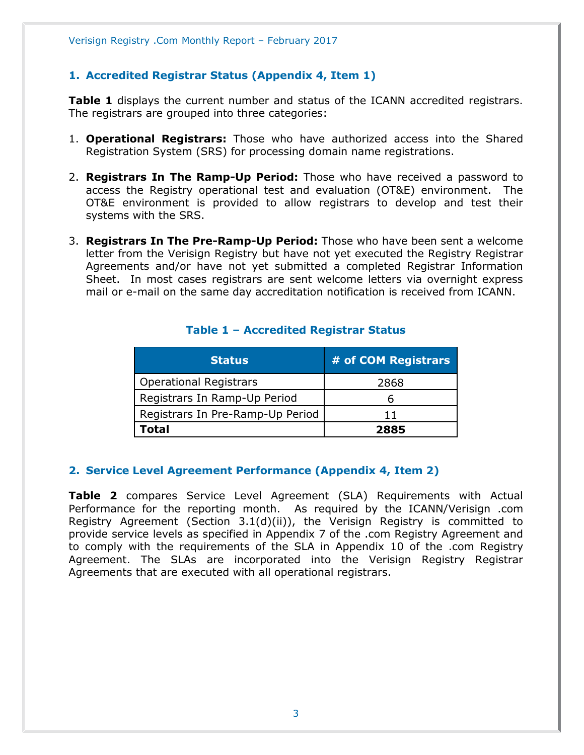## 1. Accredited Registrar Status (Appendix 4, Item 1)

**Table 1** displays the current number and status of the ICANN accredited registrars. The registrars are grouped into three categories:

1. **Operational Registrars:** Those who have authorized access into the Shared Registration System (SRS) for processing domain name registrations.

2. **Registrars In The Ramp-Up Period:** Those who have received a password to access the Registry operational test and evaluation (OT&E) environment. The OT&E environment is provided to allow registrars to develop and test their systems with the SRS.

3. **Registrars In The Pre-Ramp-Up Period:** Those who have been sent a welcome letter from the Verisign Registry but have not yet executed the Registry Registrar Agreements and/or have not yet submitted a completed Registrar Information Sheet. In most cases registrars are sent welcome letters via overnight express mail or e-mail on the same day accreditation notification is received from ICANN.

**Table 1 – Accredited Registrar Status**

| Status | # of COM Registrars |
|---|---|
| Operational Registrars | 2868 |
| Registrars In Ramp-Up Period | 6 |
| Registrars In Pre-Ramp-Up Period | 11 |
| **Total** | **2885** |

## 2. Service Level Agreement Performance (Appendix 4, Item 2)

**Table 2** compares Service Level Agreement (SLA) Requirements with Actual Performance for the reporting month. As required by the ICANN/Verisign .com Registry Agreement (Section 3.1(d)(ii)), the Verisign Registry is committed to provide service levels as specified in Appendix 7 of the .com Registry Agreement and to comply with the requirements of the SLA in Appendix 10 of the .com Registry Agreement. The SLAs are incorporated into the Verisign Registry Registrar Agreements that are executed with all operational registrars.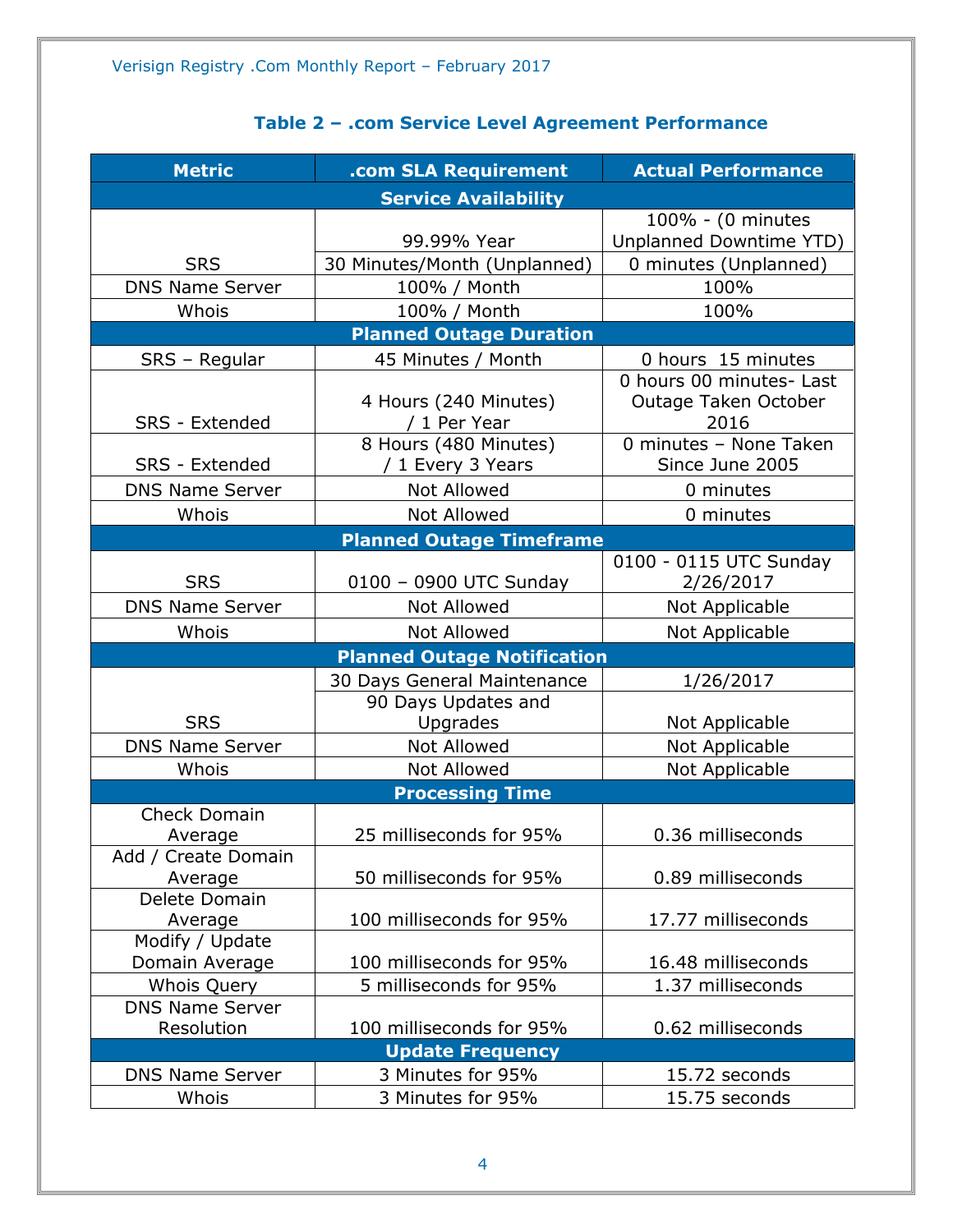## Table 2 – .com Service Level Agreement Performance

| Metric | .com SLA Requirement | Actual Performance |
|---|---|---|
| **Service Availability** | | |
| SRS | 99.99% Year | 100% - (0 minutes Unplanned Downtime YTD) |
| | 30 Minutes/Month (Unplanned) | 0 minutes (Unplanned) |
| DNS Name Server | 100% / Month | 100% |
| Whois | 100% / Month | 100% |
| **Planned Outage Duration** | | |
| SRS – Regular | 45 Minutes / Month | 0 hours 15 minutes |
| SRS - Extended | 4 Hours (240 Minutes) / 1 Per Year | 0 hours 00 minutes- Last Outage Taken October 2016 |
| SRS - Extended | 8 Hours (480 Minutes) / 1 Every 3 Years | 0 minutes – None Taken Since June 2005 |
| DNS Name Server | Not Allowed | 0 minutes |
| Whois | Not Allowed | 0 minutes |
| **Planned Outage Timeframe** | | |
| SRS | 0100 – 0900 UTC Sunday | 0100 - 0115 UTC Sunday 2/26/2017 |
| DNS Name Server | Not Allowed | Not Applicable |
| Whois | Not Allowed | Not Applicable |
| **Planned Outage Notification** | | |
| SRS | 30 Days General Maintenance | 1/26/2017 |
| | 90 Days Updates and Upgrades | Not Applicable |
| DNS Name Server | Not Allowed | Not Applicable |
| Whois | Not Allowed | Not Applicable |
| **Processing Time** | | |
| Check Domain Average | 25 milliseconds for 95% | 0.36 milliseconds |
| Add / Create Domain Average | 50 milliseconds for 95% | 0.89 milliseconds |
| Delete Domain Average | 100 milliseconds for 95% | 17.77 milliseconds |
| Modify / Update Domain Average | 100 milliseconds for 95% | 16.48 milliseconds |
| Whois Query | 5 milliseconds for 95% | 1.37 milliseconds |
| DNS Name Server Resolution | 100 milliseconds for 95% | 0.62 milliseconds |
| **Update Frequency** | | |
| DNS Name Server | 3 Minutes for 95% | 15.72 seconds |
| Whois | 3 Minutes for 95% | 15.75 seconds |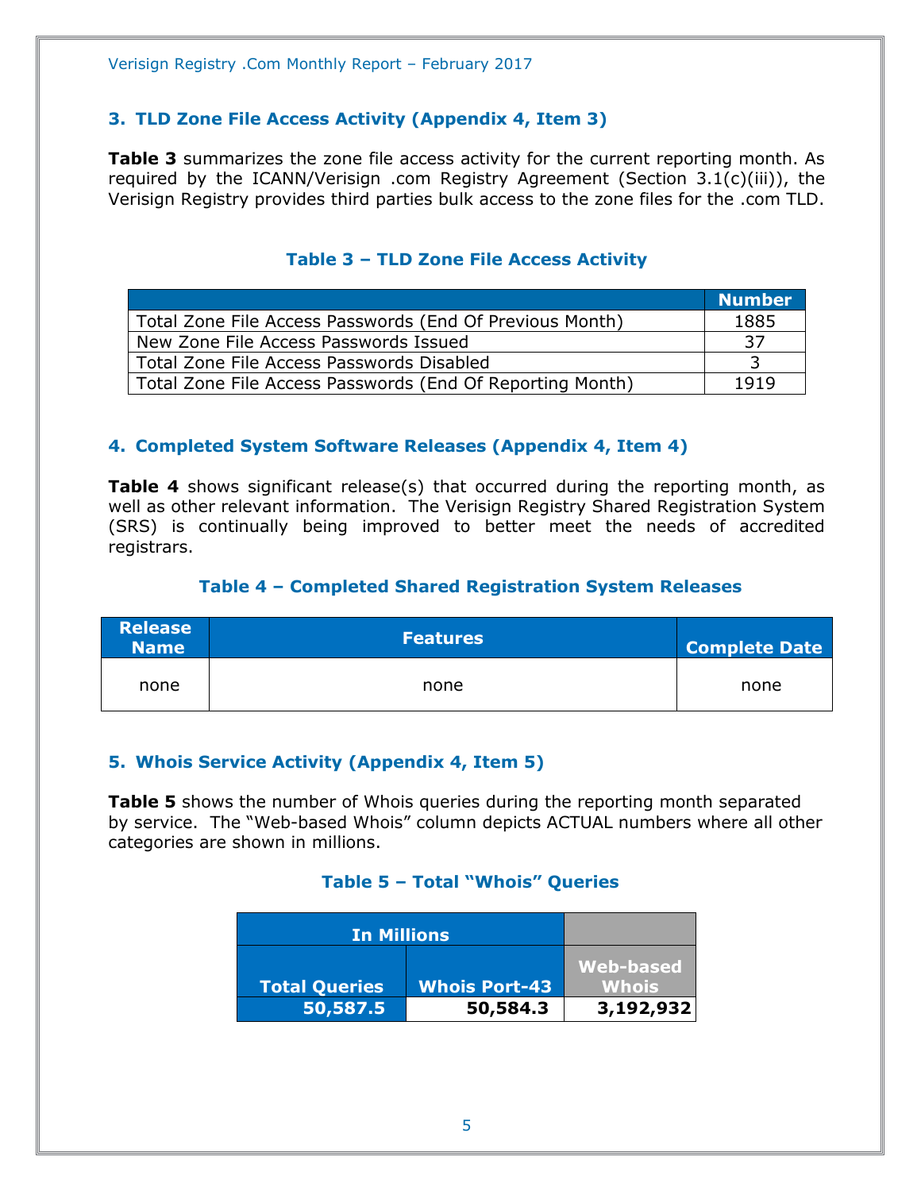## 3. TLD Zone File Access Activity (Appendix 4, Item 3)

**Table 3** summarizes the zone file access activity for the current reporting month. As required by the ICANN/Verisign .com Registry Agreement (Section 3.1(c)(iii)), the Verisign Registry provides third parties bulk access to the zone files for the .com TLD.

### Table 3 – TLD Zone File Access Activity

| | Number |
|---|---|
| Total Zone File Access Passwords (End Of Previous Month) | 1885 |
| New Zone File Access Passwords Issued | 37 |
| Total Zone File Access Passwords Disabled | 3 |
| Total Zone File Access Passwords (End Of Reporting Month) | 1919 |

## 4. Completed System Software Releases (Appendix 4, Item 4)

**Table 4** shows significant release(s) that occurred during the reporting month, as well as other relevant information. The Verisign Registry Shared Registration System (SRS) is continually being improved to better meet the needs of accredited registrars.

### Table 4 – Completed Shared Registration System Releases

| Release Name | Features | Complete Date |
|---|---|---|
| none | none | none |

## 5. Whois Service Activity (Appendix 4, Item 5)

**Table 5** shows the number of Whois queries during the reporting month separated by service. The "Web-based Whois" column depicts ACTUAL numbers where all other categories are shown in millions.

### Table 5 – Total "Whois" Queries

| In Millions | | |
|---|---|---|
| Total Queries | Whois Port-43 | Web-based Whois |
| 50,587.5 | 50,584.3 | 3,192,932 |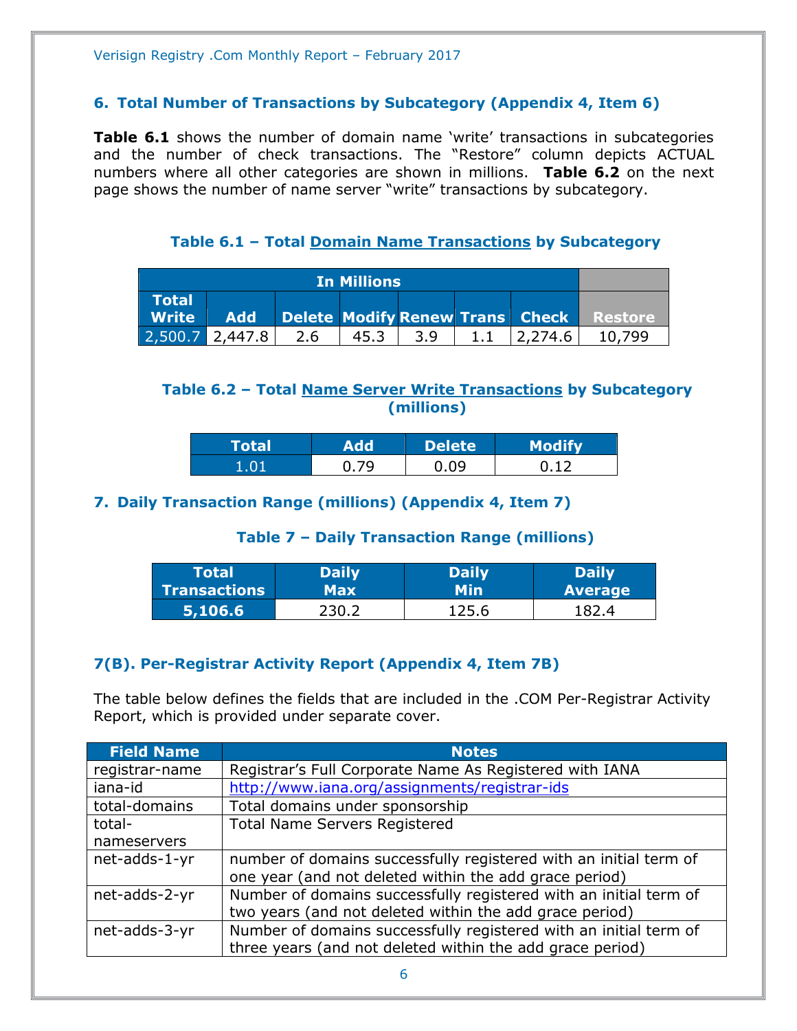## 6. Total Number of Transactions by Subcategory (Appendix 4, Item 6)

**Table 6.1** shows the number of domain name 'write' transactions in subcategories and the number of check transactions. The "Restore" column depicts ACTUAL numbers where all other categories are shown in millions. **Table 6.2** on the next page shows the number of name server "write" transactions by subcategory.

### Table 6.1 – Total Domain Name Transactions by Subcategory

| In Millions | | | | | | | |
|---|---|---|---|---|---|---|---|
| Total Write | Add | Delete | Modify | Renew | Trans | Check | Restore |
| 2,500.7 | 2,447.8 | 2.6 | 45.3 | 3.9 | 1.1 | 2,274.6 | 10,799 |

### Table 6.2 – Total Name Server Write Transactions by Subcategory (millions)

| Total | Add | Delete | Modify |
|---|---|---|---|
| 1.01 | 0.79 | 0.09 | 0.12 |

## 7. Daily Transaction Range (millions) (Appendix 4, Item 7)

### Table 7 – Daily Transaction Range (millions)

| Total Transactions | Daily Max | Daily Min | Daily Average |
|---|---|---|---|
| **5,106.6** | 230.2 | 125.6 | 182.4 |

## 7(B). Per-Registrar Activity Report (Appendix 4, Item 7B)

The table below defines the fields that are included in the .COM Per-Registrar Activity Report, which is provided under separate cover.

| Field Name | Notes |
|---|---|
| registrar-name | Registrar's Full Corporate Name As Registered with IANA |
| iana-id | http://www.iana.org/assignments/registrar-ids |
| total-domains | Total domains under sponsorship |
| total-nameservers | Total Name Servers Registered |
| net-adds-1-yr | number of domains successfully registered with an initial term of one year (and not deleted within the add grace period) |
| net-adds-2-yr | Number of domains successfully registered with an initial term of two years (and not deleted within the add grace period) |
| net-adds-3-yr | Number of domains successfully registered with an initial term of three years (and not deleted within the add grace period) |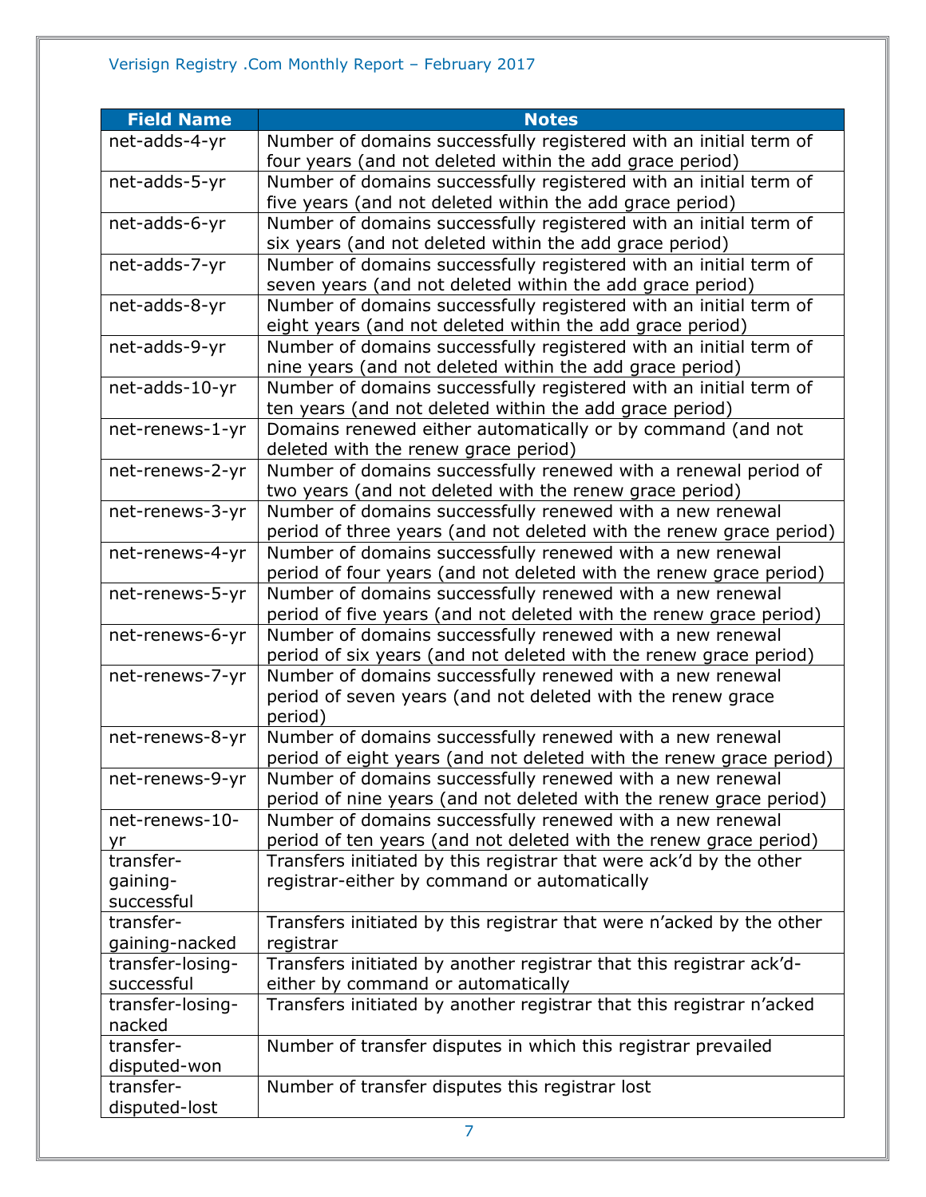| Field Name | Notes |
|---|---|
| net-adds-4-yr | Number of domains successfully registered with an initial term of four years (and not deleted within the add grace period) |
| net-adds-5-yr | Number of domains successfully registered with an initial term of five years (and not deleted within the add grace period) |
| net-adds-6-yr | Number of domains successfully registered with an initial term of six years (and not deleted within the add grace period) |
| net-adds-7-yr | Number of domains successfully registered with an initial term of seven years (and not deleted within the add grace period) |
| net-adds-8-yr | Number of domains successfully registered with an initial term of eight years (and not deleted within the add grace period) |
| net-adds-9-yr | Number of domains successfully registered with an initial term of nine years (and not deleted within the add grace period) |
| net-adds-10-yr | Number of domains successfully registered with an initial term of ten years (and not deleted within the add grace period) |
| net-renews-1-yr | Domains renewed either automatically or by command (and not deleted with the renew grace period) |
| net-renews-2-yr | Number of domains successfully renewed with a renewal period of two years (and not deleted with the renew grace period) |
| net-renews-3-yr | Number of domains successfully renewed with a new renewal period of three years (and not deleted with the renew grace period) |
| net-renews-4-yr | Number of domains successfully renewed with a new renewal period of four years (and not deleted with the renew grace period) |
| net-renews-5-yr | Number of domains successfully renewed with a new renewal period of five years (and not deleted with the renew grace period) |
| net-renews-6-yr | Number of domains successfully renewed with a new renewal period of six years (and not deleted with the renew grace period) |
| net-renews-7-yr | Number of domains successfully renewed with a new renewal period of seven years (and not deleted with the renew grace period) |
| net-renews-8-yr | Number of domains successfully renewed with a new renewal period of eight years (and not deleted with the renew grace period) |
| net-renews-9-yr | Number of domains successfully renewed with a new renewal period of nine years (and not deleted with the renew grace period) |
| net-renews-10-yr | Number of domains successfully renewed with a new renewal period of ten years (and not deleted with the renew grace period) |
| transfer-gaining-successful | Transfers initiated by this registrar that were ack'd by the other registrar-either by command or automatically |
| transfer-gaining-nacked | Transfers initiated by this registrar that were n'acked by the other registrar |
| transfer-losing-successful | Transfers initiated by another registrar that this registrar ack'd-either by command or automatically |
| transfer-losing-nacked | Transfers initiated by another registrar that this registrar n'acked |
| transfer-disputed-won | Number of transfer disputes in which this registrar prevailed |
| transfer-disputed-lost | Number of transfer disputes this registrar lost |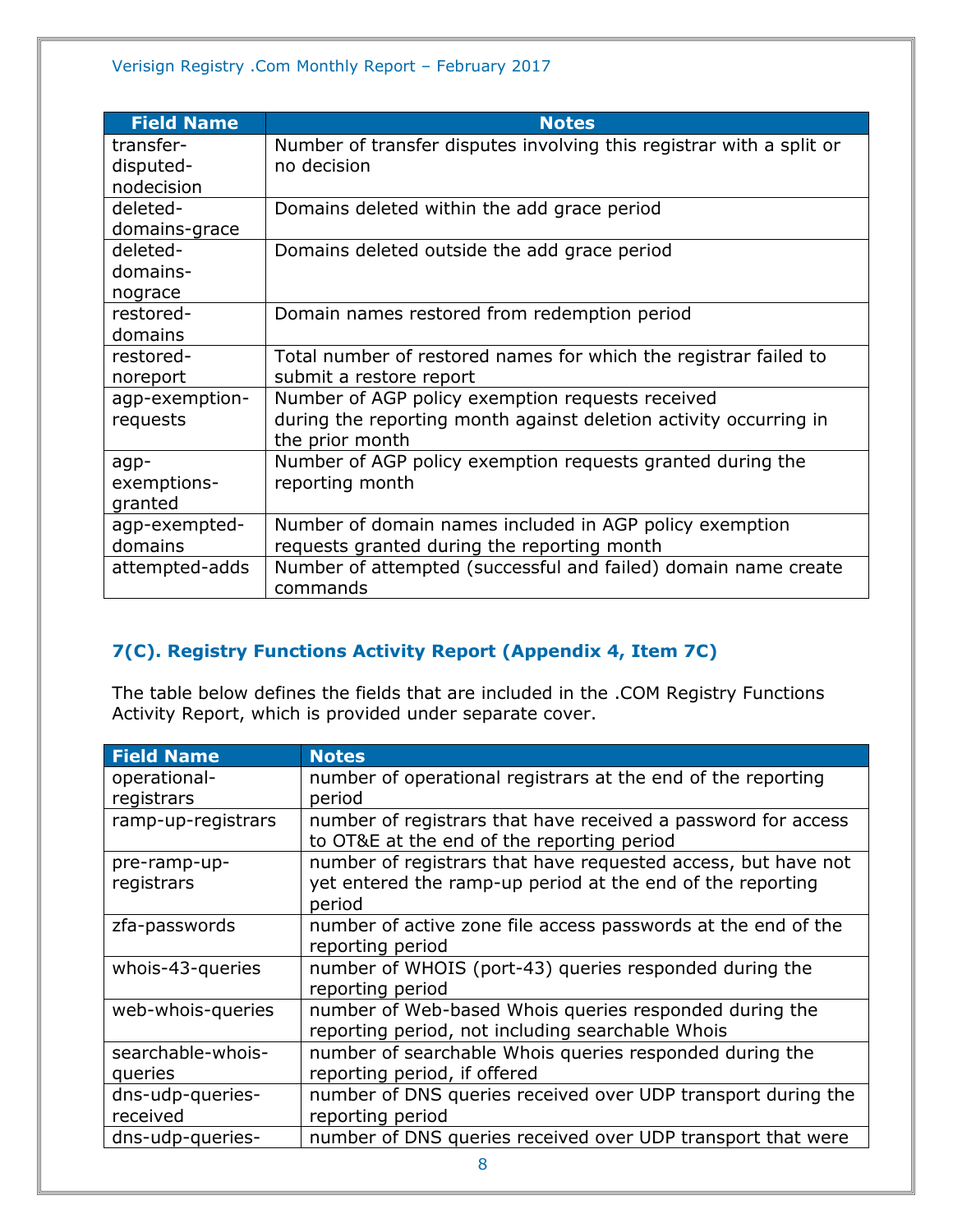| Field Name | Notes |
|---|---|
| transfer-disputed-nodecision | Number of transfer disputes involving this registrar with a split or no decision |
| deleted-domains-grace | Domains deleted within the add grace period |
| deleted-domains-nograce | Domains deleted outside the add grace period |
| restored-domains | Domain names restored from redemption period |
| restored-noreport | Total number of restored names for which the registrar failed to submit a restore report |
| agp-exemption-requests | Number of AGP policy exemption requests received during the reporting month against deletion activity occurring in the prior month |
| agp-exemptions-granted | Number of AGP policy exemption requests granted during the reporting month |
| agp-exempted-domains | Number of domain names included in AGP policy exemption requests granted during the reporting month |
| attempted-adds | Number of attempted (successful and failed) domain name create commands |

## 7(C). Registry Functions Activity Report (Appendix 4, Item 7C)

The table below defines the fields that are included in the .COM Registry Functions Activity Report, which is provided under separate cover.

| Field Name | Notes |
|---|---|
| operational-registrars | number of operational registrars at the end of the reporting period |
| ramp-up-registrars | number of registrars that have received a password for access to OT&E at the end of the reporting period |
| pre-ramp-up-registrars | number of registrars that have requested access, but have not yet entered the ramp-up period at the end of the reporting period |
| zfa-passwords | number of active zone file access passwords at the end of the reporting period |
| whois-43-queries | number of WHOIS (port-43) queries responded during the reporting period |
| web-whois-queries | number of Web-based Whois queries responded during the reporting period, not including searchable Whois |
| searchable-whois-queries | number of searchable Whois queries responded during the reporting period, if offered |
| dns-udp-queries-received | number of DNS queries received over UDP transport during the reporting period |
| dns-udp-queries- | number of DNS queries received over UDP transport that were |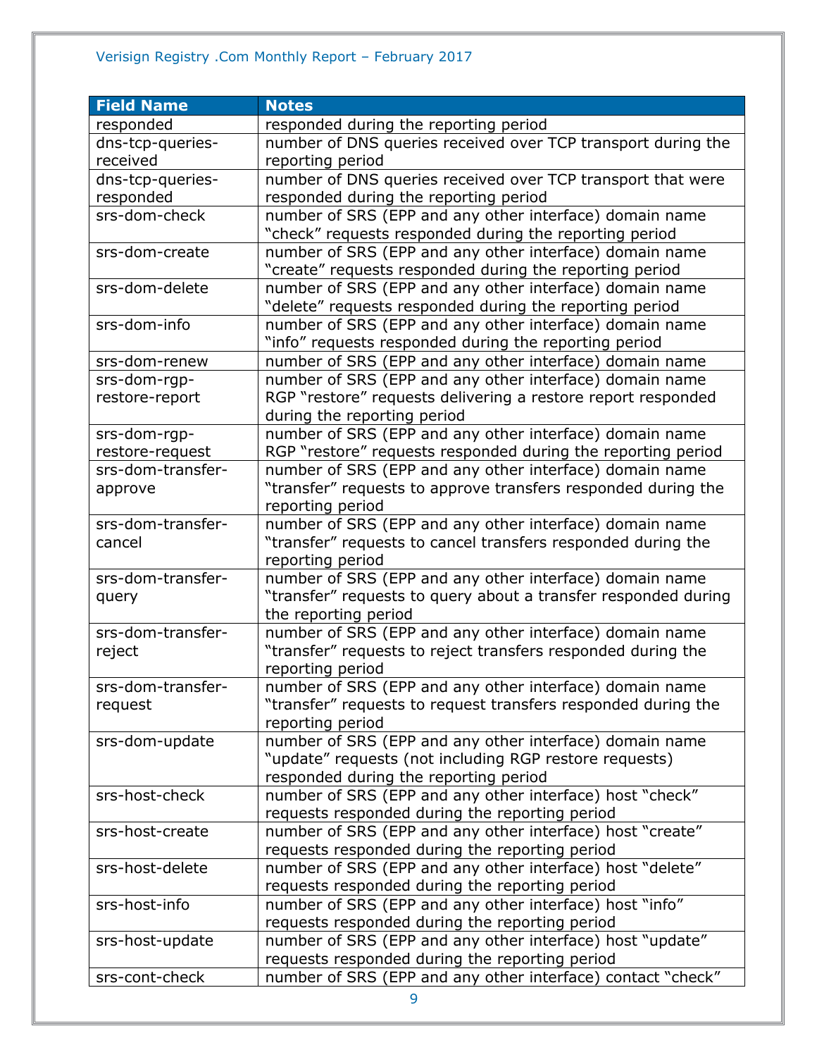| Field Name | Notes |
|---|---|
| responded | responded during the reporting period |
| dns-tcp-queries-received | number of DNS queries received over TCP transport during the reporting period |
| dns-tcp-queries-responded | number of DNS queries received over TCP transport that were responded during the reporting period |
| srs-dom-check | number of SRS (EPP and any other interface) domain name “check” requests responded during the reporting period |
| srs-dom-create | number of SRS (EPP and any other interface) domain name “create” requests responded during the reporting period |
| srs-dom-delete | number of SRS (EPP and any other interface) domain name “delete” requests responded during the reporting period |
| srs-dom-info | number of SRS (EPP and any other interface) domain name “info” requests responded during the reporting period |
| srs-dom-renew | number of SRS (EPP and any other interface) domain name |
| srs-dom-rgp-restore-report | number of SRS (EPP and any other interface) domain name RGP “restore” requests delivering a restore report responded during the reporting period |
| srs-dom-rgp-restore-request | number of SRS (EPP and any other interface) domain name RGP “restore” requests responded during the reporting period |
| srs-dom-transfer-approve | number of SRS (EPP and any other interface) domain name “transfer” requests to approve transfers responded during the reporting period |
| srs-dom-transfer-cancel | number of SRS (EPP and any other interface) domain name “transfer” requests to cancel transfers responded during the reporting period |
| srs-dom-transfer-query | number of SRS (EPP and any other interface) domain name “transfer” requests to query about a transfer responded during the reporting period |
| srs-dom-transfer-reject | number of SRS (EPP and any other interface) domain name “transfer” requests to reject transfers responded during the reporting period |
| srs-dom-transfer-request | number of SRS (EPP and any other interface) domain name “transfer” requests to request transfers responded during the reporting period |
| srs-dom-update | number of SRS (EPP and any other interface) domain name “update” requests (not including RGP restore requests) responded during the reporting period |
| srs-host-check | number of SRS (EPP and any other interface) host “check” requests responded during the reporting period |
| srs-host-create | number of SRS (EPP and any other interface) host “create” requests responded during the reporting period |
| srs-host-delete | number of SRS (EPP and any other interface) host “delete” requests responded during the reporting period |
| srs-host-info | number of SRS (EPP and any other interface) host “info” requests responded during the reporting period |
| srs-host-update | number of SRS (EPP and any other interface) host “update” requests responded during the reporting period |
| srs-cont-check | number of SRS (EPP and any other interface) contact “check” |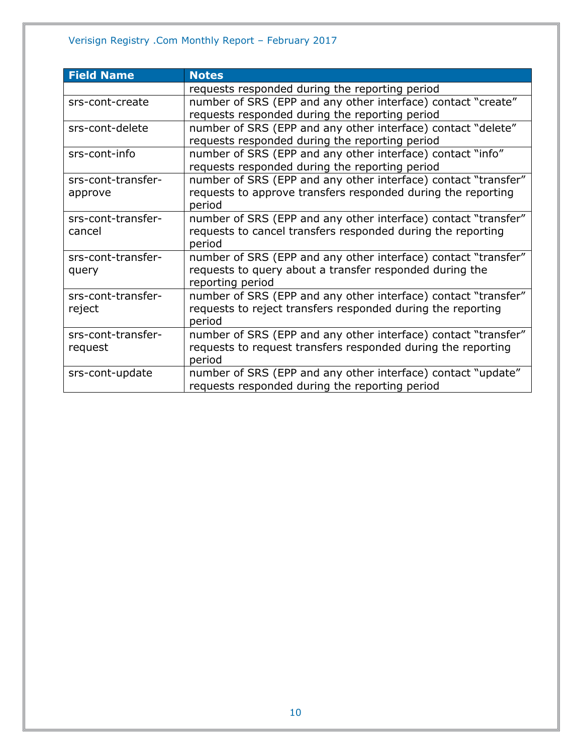| Field Name | Notes |
|---|---|
| | requests responded during the reporting period |
| srs-cont-create | number of SRS (EPP and any other interface) contact “create” requests responded during the reporting period |
| srs-cont-delete | number of SRS (EPP and any other interface) contact “delete” requests responded during the reporting period |
| srs-cont-info | number of SRS (EPP and any other interface) contact “info” requests responded during the reporting period |
| srs-cont-transfer-approve | number of SRS (EPP and any other interface) contact “transfer” requests to approve transfers responded during the reporting period |
| srs-cont-transfer-cancel | number of SRS (EPP and any other interface) contact “transfer” requests to cancel transfers responded during the reporting period |
| srs-cont-transfer-query | number of SRS (EPP and any other interface) contact “transfer” requests to query about a transfer responded during the reporting period |
| srs-cont-transfer-reject | number of SRS (EPP and any other interface) contact “transfer” requests to reject transfers responded during the reporting period |
| srs-cont-transfer-request | number of SRS (EPP and any other interface) contact “transfer” requests to request transfers responded during the reporting period |
| srs-cont-update | number of SRS (EPP and any other interface) contact “update” requests responded during the reporting period |